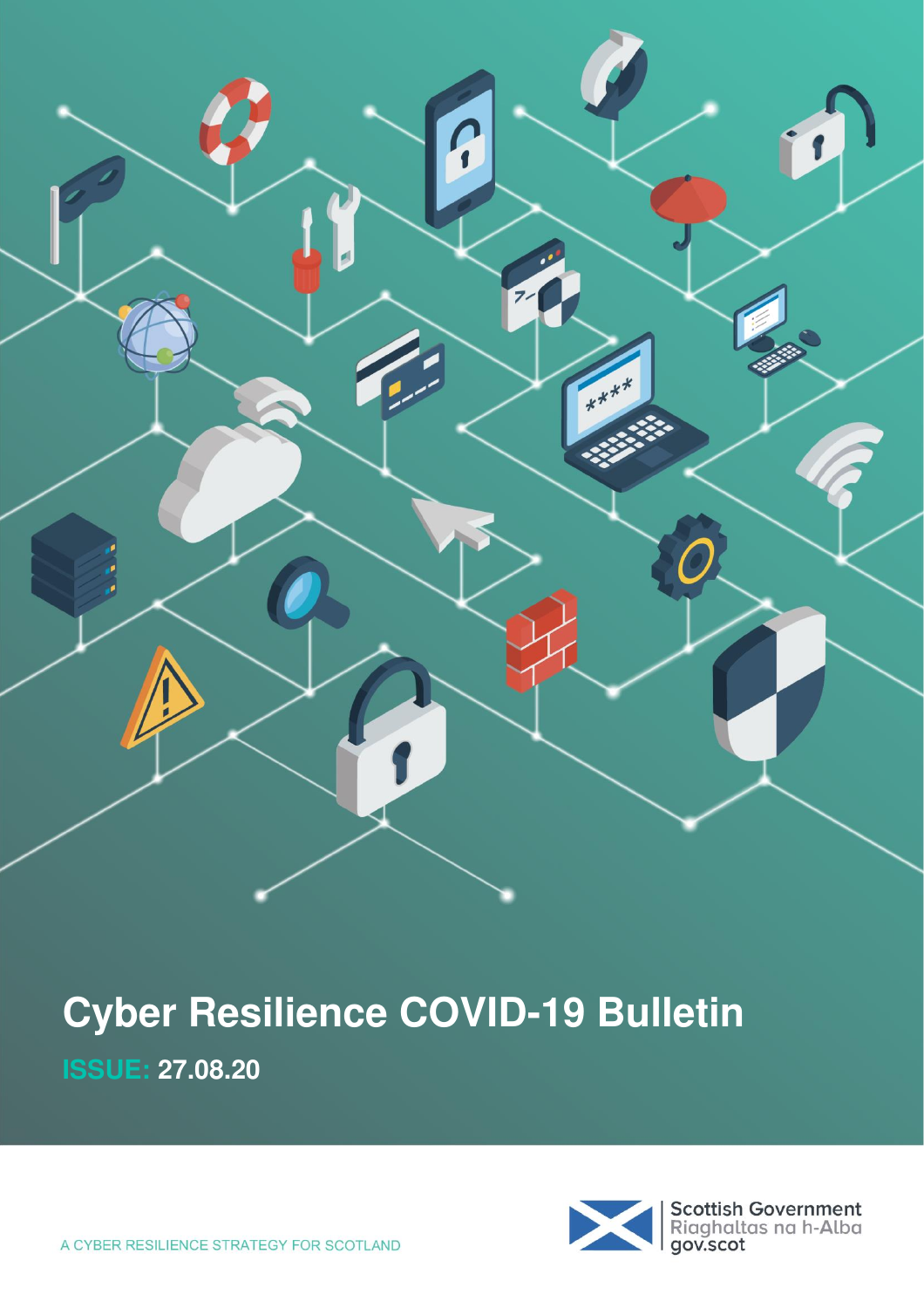# Cyber Resilience COVID-19 Bulletin

**ISSUE: 27.08.20**

A CYBER RESILIENCE STRATEGY FOR SCOTLAND

Scottish Government
Riaghaltas na h-Alba
gov.scot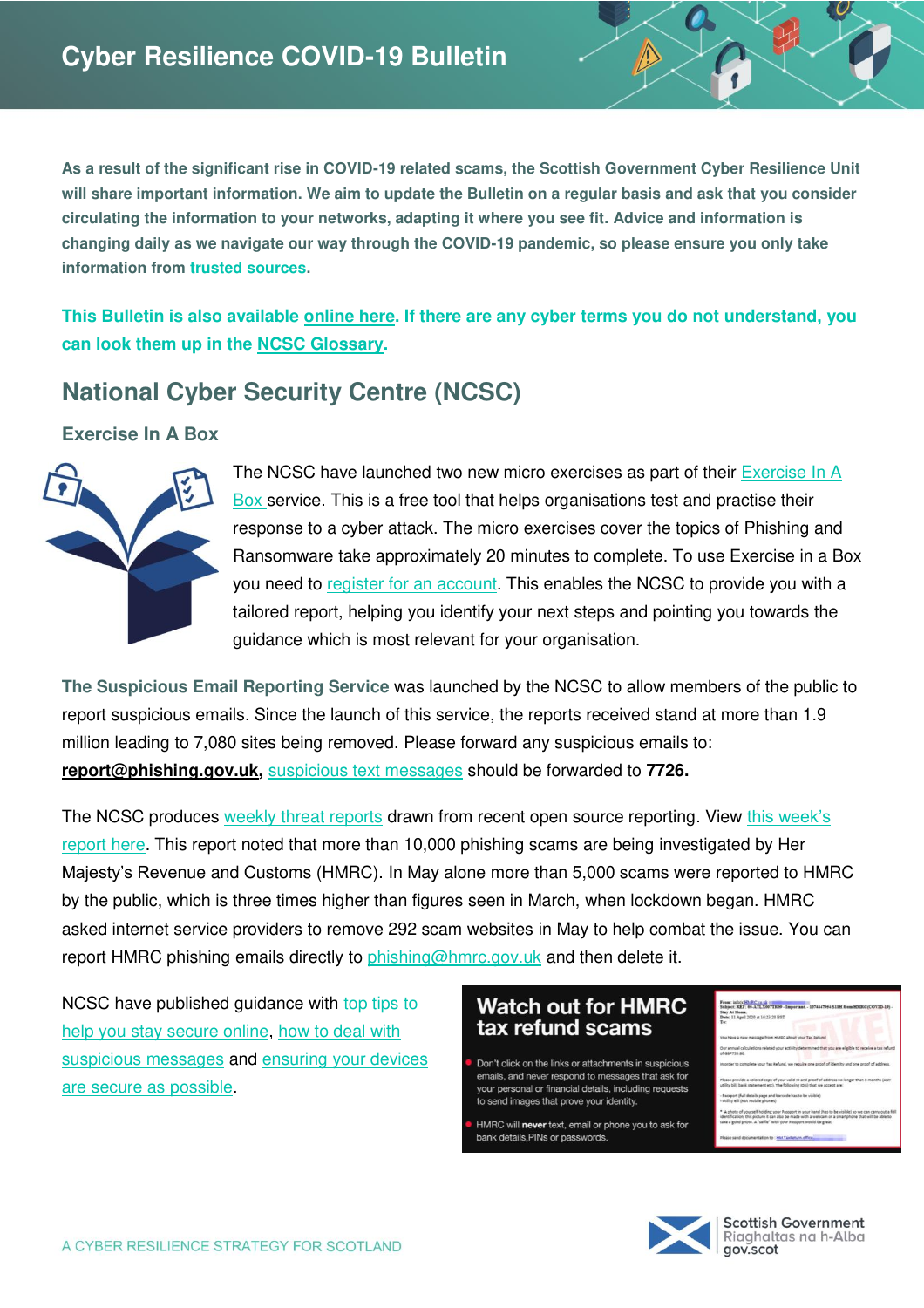# Cyber Resilience COVID-19 Bulletin

**As a result of the significant rise in COVID-19 related scams, the Scottish Government Cyber Resilience Unit will share important information. We aim to update the Bulletin on a regular basis and ask that you consider circulating the information to your networks, adapting it where you see fit. Advice and information is changing daily as we navigate our way through the COVID-19 pandemic, so please ensure you only take information from trusted sources.**

**This Bulletin is also available online here. If there are any cyber terms you do not understand, you can look them up in the NCSC Glossary.**

## National Cyber Security Centre (NCSC)

### Exercise In A Box

The NCSC have launched two new micro exercises as part of their Exercise In A Box service. This is a free tool that helps organisations test and practise their response to a cyber attack. The micro exercises cover the topics of Phishing and Ransomware take approximately 20 minutes to complete. To use Exercise in a Box you need to register for an account. This enables the NCSC to provide you with a tailored report, helping you identify your next steps and pointing you towards the guidance which is most relevant for your organisation.

**The Suspicious Email Reporting Service** was launched by the NCSC to allow members of the public to report suspicious emails. Since the launch of this service, the reports received stand at more than 1.9 million leading to 7,080 sites being removed. Please forward any suspicious emails to: **report@phishing.gov.uk,** suspicious text messages should be forwarded to **7726.**

The NCSC produces weekly threat reports drawn from recent open source reporting. View this week's report here. This report noted that more than 10,000 phishing scams are being investigated by Her Majesty's Revenue and Customs (HMRC). In May alone more than 5,000 scams were reported to HMRC by the public, which is three times higher than figures seen in March, when lockdown began. HMRC asked internet service providers to remove 292 scam websites in May to help combat the issue. You can report HMRC phishing emails directly to phishing@hmrc.gov.uk and then delete it.

NCSC have published guidance with top tips to help you stay secure online, how to deal with suspicious messages and ensuring your devices are secure as possible.

**Watch out for HMRC tax refund scams**

- Don't click on the links or attachments in suspicious emails, and never respond to messages that ask for your personal or financial details, including requests to send images that prove your identity.
- HMRC will **never** text, email or phone you to ask for bank details, PINs or passwords.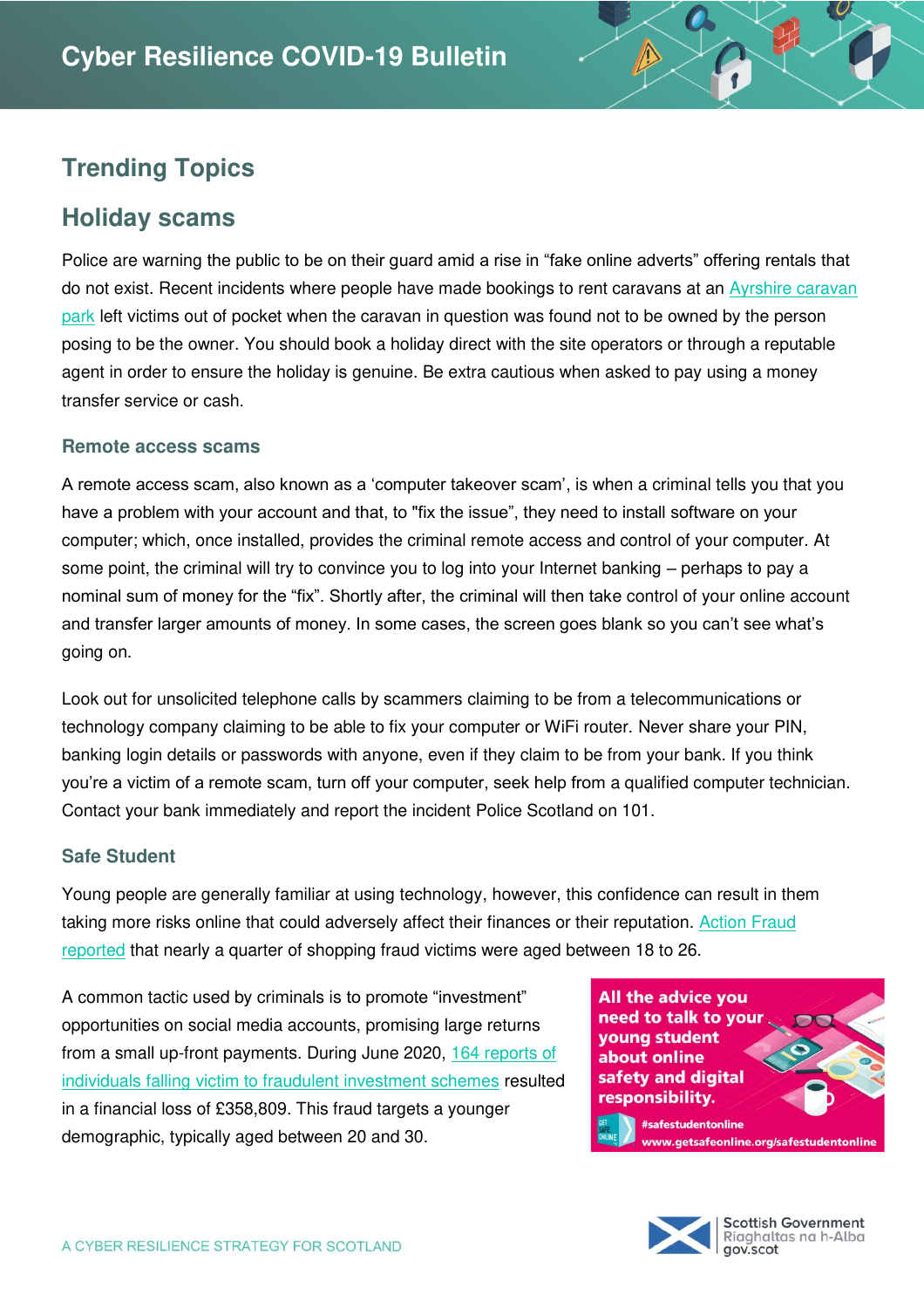## Trending Topics

## Holiday scams

Police are warning the public to be on their guard amid a rise in "fake online adverts" offering rentals that do not exist. Recent incidents where people have made bookings to rent caravans at an Ayrshire caravan park left victims out of pocket when the caravan in question was found not to be owned by the person posing to be the owner. You should book a holiday direct with the site operators or through a reputable agent in order to ensure the holiday is genuine. Be extra cautious when asked to pay using a money transfer service or cash.

### Remote access scams

A remote access scam, also known as a 'computer takeover scam', is when a criminal tells you that you have a problem with your account and that, to "fix the issue", they need to install software on your computer; which, once installed, provides the criminal remote access and control of your computer. At some point, the criminal will try to convince you to log into your Internet banking – perhaps to pay a nominal sum of money for the "fix". Shortly after, the criminal will then take control of your online account and transfer larger amounts of money. In some cases, the screen goes blank so you can't see what's going on.

Look out for unsolicited telephone calls by scammers claiming to be from a telecommunications or technology company claiming to be able to fix your computer or WiFi router. Never share your PIN, banking login details or passwords with anyone, even if they claim to be from your bank. If you think you're a victim of a remote scam, turn off your computer, seek help from a qualified computer technician. Contact your bank immediately and report the incident Police Scotland on 101.

### Safe Student

Young people are generally familiar at using technology, however, this confidence can result in them taking more risks online that could adversely affect their finances or their reputation. Action Fraud reported that nearly a quarter of shopping fraud victims were aged between 18 to 26.

A common tactic used by criminals is to promote "investment" opportunities on social media accounts, promising large returns from a small up-front payments. During June 2020, 164 reports of individuals falling victim to fraudulent investment schemes resulted in a financial loss of £358,809. This fraud targets a younger demographic, typically aged between 20 and 30.

**All the advice you need to talk to your young student about online safety and digital responsibility.**

#safestudentonline
www.getsafeonline.org/safestudentonline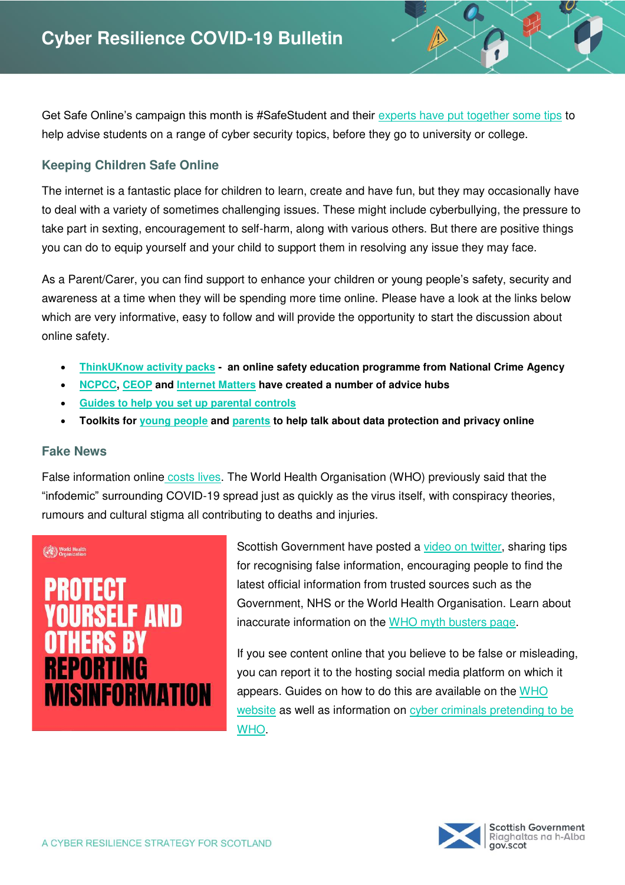# Cyber Resilience COVID-19 Bulletin

Get Safe Online's campaign this month is #SafeStudent and their experts have put together some tips to help advise students on a range of cyber security topics, before they go to university or college.

## Keeping Children Safe Online

The internet is a fantastic place for children to learn, create and have fun, but they may occasionally have to deal with a variety of sometimes challenging issues. These might include cyberbullying, the pressure to take part in sexting, encouragement to self-harm, along with various others. But there are positive things you can do to equip yourself and your child to support them in resolving any issue they may face.

As a Parent/Carer, you can find support to enhance your children or young people's safety, security and awareness at a time when they will be spending more time online. Please have a look at the links below which are very informative, easy to follow and will provide the opportunity to start the discussion about online safety.

- **ThinkUKnow activity packs - an online safety education programme from National Crime Agency**
- **NCPCC, CEOP and Internet Matters have created a number of advice hubs**
- **Guides to help you set up parental controls**
- **Toolkits for young people and parents to help talk about data protection and privacy online**

## Fake News

False information online costs lives. The World Health Organisation (WHO) previously said that the "infodemic" surrounding COVID-19 spread just as quickly as the virus itself, with conspiracy theories, rumours and cultural stigma all contributing to deaths and injuries.

World Health Organization

PROTECT YOURSELF AND OTHERS BY REPORTING MISINFORMATION

Scottish Government have posted a video on twitter, sharing tips for recognising false information, encouraging people to find the latest official information from trusted sources such as the Government, NHS or the World Health Organisation. Learn about inaccurate information on the WHO myth busters page.

If you see content online that you believe to be false or misleading, you can report it to the hosting social media platform on which it appears. Guides on how to do this are available on the WHO website as well as information on cyber criminals pretending to be WHO.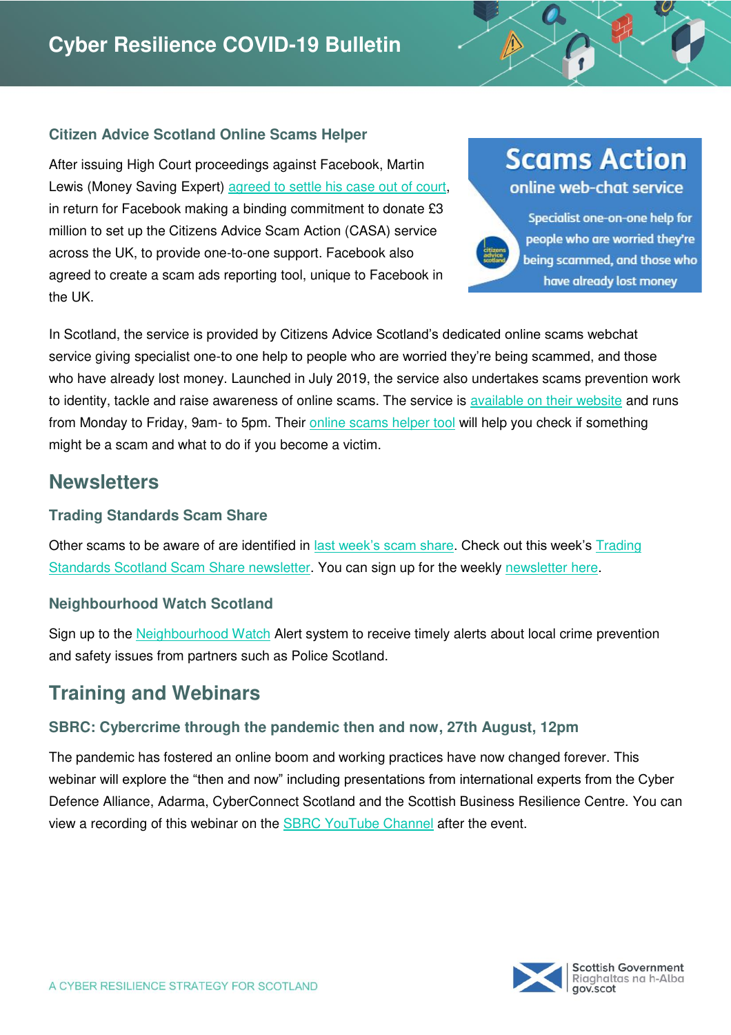### Citizen Advice Scotland Online Scams Helper

After issuing High Court proceedings against Facebook, Martin Lewis (Money Saving Expert) agreed to settle his case out of court, in return for Facebook making a binding commitment to donate £3 million to set up the Citizens Advice Scam Action (CASA) service across the UK, to provide one-to-one support. Facebook also agreed to create a scam ads reporting tool, unique to Facebook in the UK.

Scams Action
online web-chat service
Specialist one-on-one help for people who are worried they're being scammed, and those who have already lost money

In Scotland, the service is provided by Citizens Advice Scotland's dedicated online scams webchat service giving specialist one-to one help to people who are worried they're being scammed, and those who have already lost money. Launched in July 2019, the service also undertakes scams prevention work to identity, tackle and raise awareness of online scams. The service is available on their website and runs from Monday to Friday, 9am- to 5pm. Their online scams helper tool will help you check if something might be a scam and what to do if you become a victim.

## Newsletters

### Trading Standards Scam Share

Other scams to be aware of are identified in last week's scam share. Check out this week's Trading Standards Scotland Scam Share newsletter. You can sign up for the weekly newsletter here.

### Neighbourhood Watch Scotland

Sign up to the Neighbourhood Watch Alert system to receive timely alerts about local crime prevention and safety issues from partners such as Police Scotland.

## Training and Webinars

### SBRC: Cybercrime through the pandemic then and now, 27th August, 12pm

The pandemic has fostered an online boom and working practices have now changed forever. This webinar will explore the "then and now" including presentations from international experts from the Cyber Defence Alliance, Adarma, CyberConnect Scotland and the Scottish Business Resilience Centre. You can view a recording of this webinar on the SBRC YouTube Channel after the event.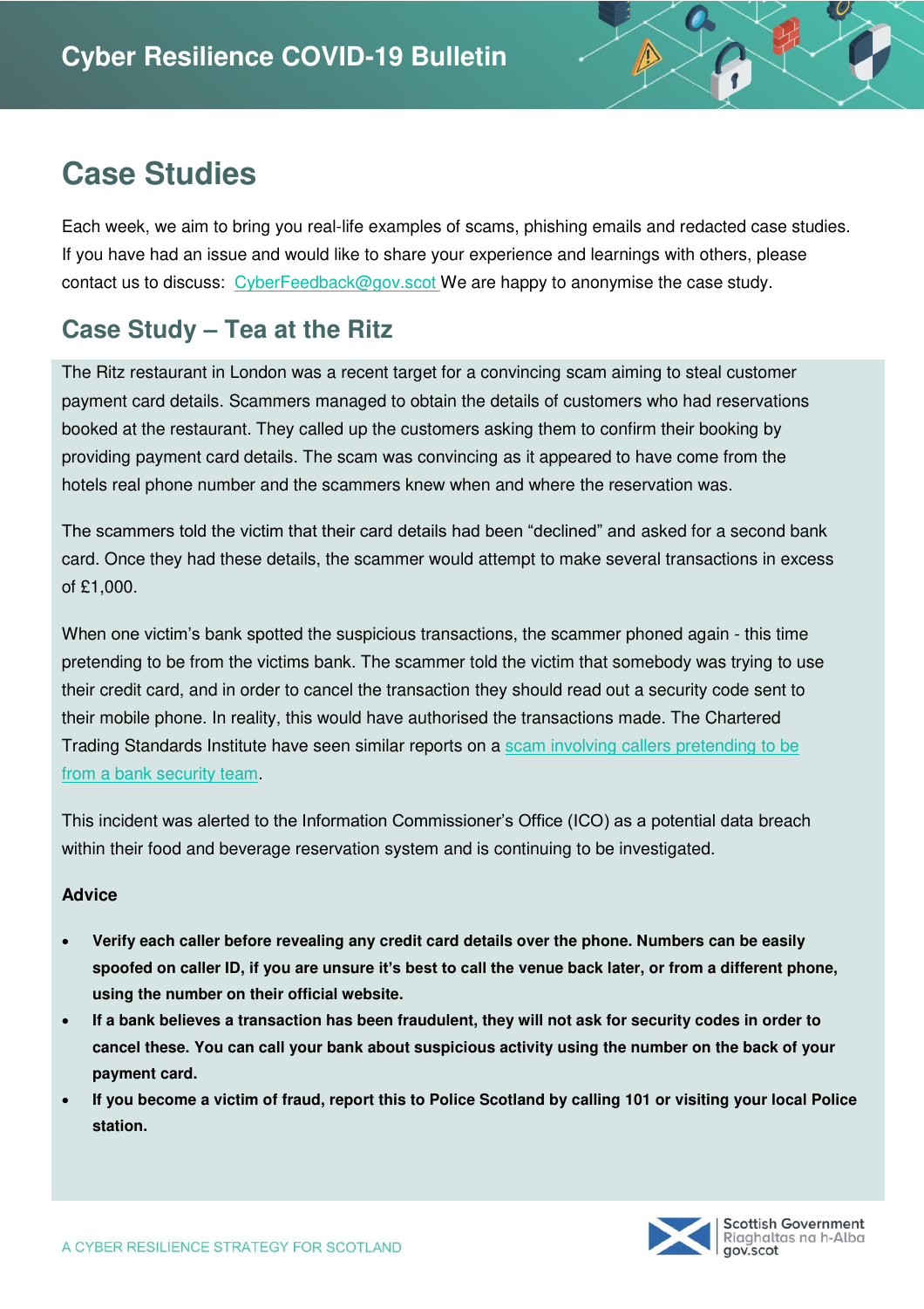# Case Studies

Each week, we aim to bring you real-life examples of scams, phishing emails and redacted case studies. If you have had an issue and would like to share your experience and learnings with others, please contact us to discuss: CyberFeedback@gov.scot We are happy to anonymise the case study.

## Case Study – Tea at the Ritz

The Ritz restaurant in London was a recent target for a convincing scam aiming to steal customer payment card details. Scammers managed to obtain the details of customers who had reservations booked at the restaurant. They called up the customers asking them to confirm their booking by providing payment card details. The scam was convincing as it appeared to have come from the hotels real phone number and the scammers knew when and where the reservation was.

The scammers told the victim that their card details had been "declined" and asked for a second bank card. Once they had these details, the scammer would attempt to make several transactions in excess of £1,000.

When one victim's bank spotted the suspicious transactions, the scammer phoned again - this time pretending to be from the victims bank. The scammer told the victim that somebody was trying to use their credit card, and in order to cancel the transaction they should read out a security code sent to their mobile phone. In reality, this would have authorised the transactions made. The Chartered Trading Standards Institute have seen similar reports on a scam involving callers pretending to be from a bank security team.

This incident was alerted to the Information Commissioner's Office (ICO) as a potential data breach within their food and beverage reservation system and is continuing to be investigated.

**Advice**

- **Verify each caller before revealing any credit card details over the phone. Numbers can be easily spoofed on caller ID, if you are unsure it's best to call the venue back later, or from a different phone, using the number on their official website.**
- **If a bank believes a transaction has been fraudulent, they will not ask for security codes in order to cancel these. You can call your bank about suspicious activity using the number on the back of your payment card.**
- **If you become a victim of fraud, report this to Police Scotland by calling 101 or visiting your local Police station.**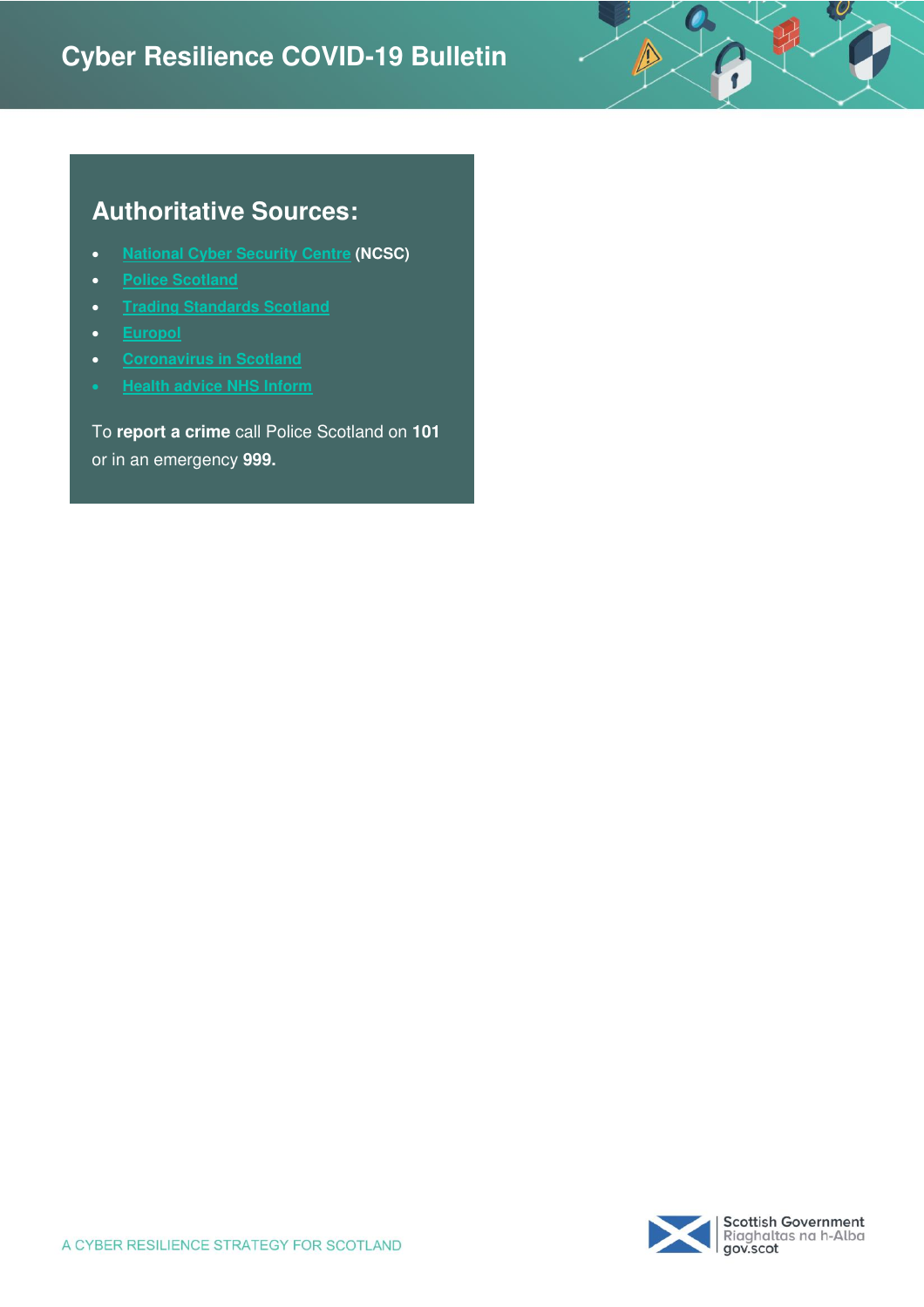## Authoritative Sources:

- National Cyber Security Centre **(NCSC)**
- Police Scotland
- Trading Standards Scotland
- Europol
- Coronavirus in Scotland
- Health advice NHS Inform

To **report a crime** call Police Scotland on **101** or in an emergency **999.**